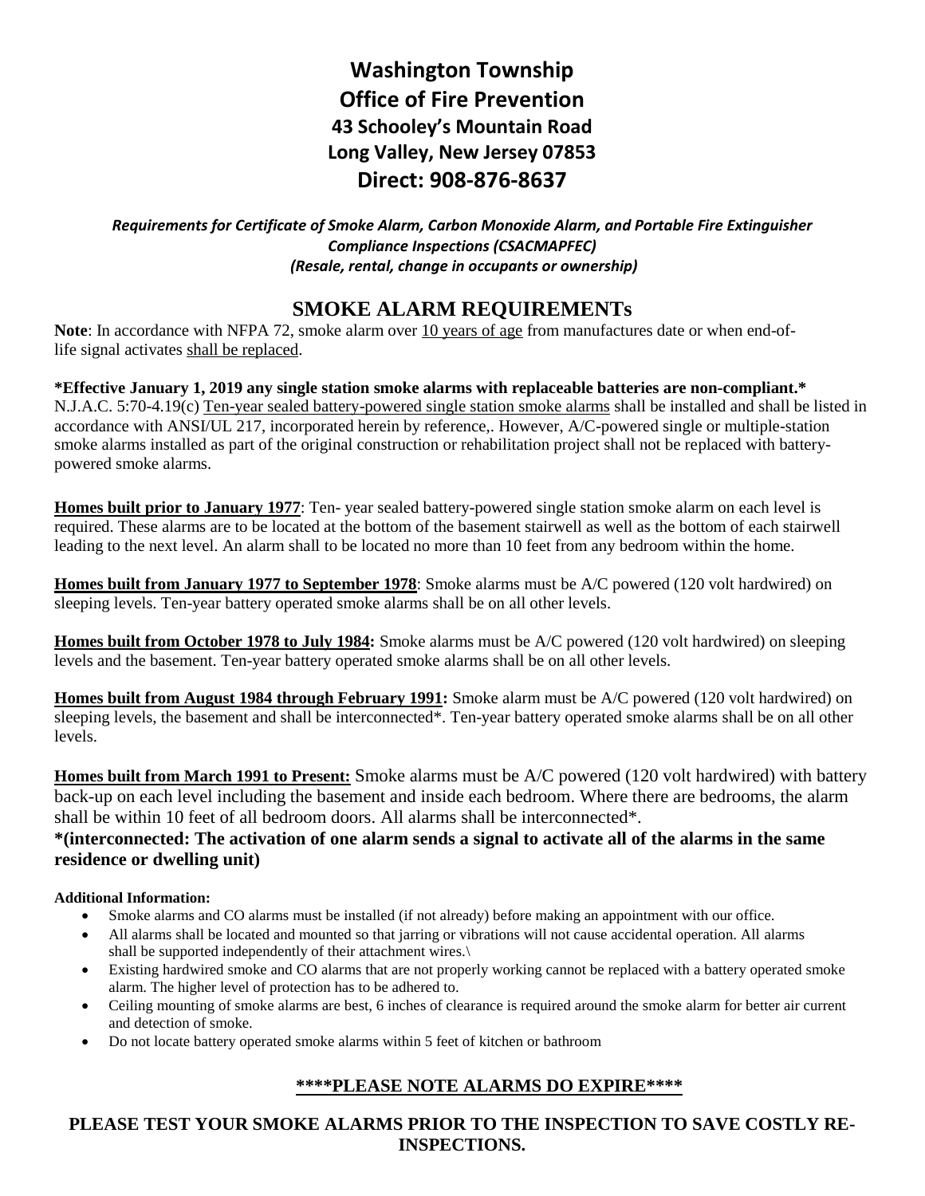# Washington Township
# Office of Fire Prevention
## 43 Schooley's Mountain Road
## Long Valley, New Jersey 07853
# Direct: 908-876-8637

***Requirements for Certificate of Smoke Alarm, Carbon Monoxide Alarm, and Portable Fire Extinguisher Compliance Inspections (CSACMAPFEC)***
***(Resale, rental, change in occupants or ownership)***

## SMOKE ALARM REQUIREMENTs

**Note**: In accordance with NFPA 72, smoke alarm over 10 years of age from manufactures date or when end-of-life signal activates shall be replaced.

**\*Effective January 1, 2019 any single station smoke alarms with replaceable batteries are non-compliant.\***
N.J.A.C. 5:70-4.19(c) Ten-year sealed battery-powered single station smoke alarms shall be installed and shall be listed in accordance with ANSI/UL 217, incorporated herein by reference,. However, A/C-powered single or multiple-station smoke alarms installed as part of the original construction or rehabilitation project shall not be replaced with battery-powered smoke alarms.

**Homes built prior to January 1977**: Ten- year sealed battery-powered single station smoke alarm on each level is required. These alarms are to be located at the bottom of the basement stairwell as well as the bottom of each stairwell leading to the next level. An alarm shall to be located no more than 10 feet from any bedroom within the home.

**Homes built from January 1977 to September 1978**: Smoke alarms must be A/C powered (120 volt hardwired) on sleeping levels. Ten-year battery operated smoke alarms shall be on all other levels.

**Homes built from October 1978 to July 1984:** Smoke alarms must be A/C powered (120 volt hardwired) on sleeping levels and the basement. Ten-year battery operated smoke alarms shall be on all other levels.

**Homes built from August 1984 through February 1991:** Smoke alarm must be A/C powered (120 volt hardwired) on sleeping levels, the basement and shall be interconnected*. Ten-year battery operated smoke alarms shall be on all other levels.

**Homes built from March 1991 to Present:** Smoke alarms must be A/C powered (120 volt hardwired) with battery back-up on each level including the basement and inside each bedroom. Where there are bedrooms, the alarm shall be within 10 feet of all bedroom doors. All alarms shall be interconnected*.
**\*(interconnected: The activation of one alarm sends a signal to activate all of the alarms in the same residence or dwelling unit)**

**Additional Information:**

- Smoke alarms and CO alarms must be installed (if not already) before making an appointment with our office.
- All alarms shall be located and mounted so that jarring or vibrations will not cause accidental operation. All alarms shall be supported independently of their attachment wires.\
- Existing hardwired smoke and CO alarms that are not properly working cannot be replaced with a battery operated smoke alarm. The higher level of protection has to be adhered to.
- Ceiling mounting of smoke alarms are best, 6 inches of clearance is required around the smoke alarm for better air current and detection of smoke.
- Do not locate battery operated smoke alarms within 5 feet of kitchen or bathroom

**\*\*\*\*PLEASE NOTE ALARMS DO EXPIRE\*\*\*\***

**PLEASE TEST YOUR SMOKE ALARMS PRIOR TO THE INSPECTION TO SAVE COSTLY RE-INSPECTIONS.**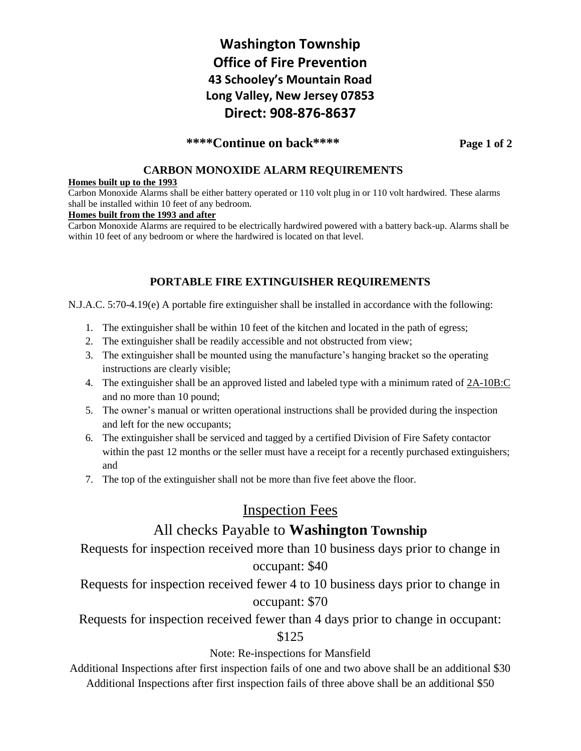# Washington Township
# Office of Fire Prevention
## 43 Schooley's Mountain Road
## Long Valley, New Jersey 07853
## Direct: 908-876-8637

**\*\*\*\*Continue on back\*\*\*\***

### CARBON MONOXIDE ALARM REQUIREMENTS

**Homes built up to the 1993**

Carbon Monoxide Alarms shall be either battery operated or 110 volt plug in or 110 volt hardwired. These alarms shall be installed within 10 feet of any bedroom.

**Homes built from the 1993 and after**

Carbon Monoxide Alarms are required to be electrically hardwired powered with a battery back-up. Alarms shall be within 10 feet of any bedroom or where the hardwired is located on that level.

### PORTABLE FIRE EXTINGUISHER REQUIREMENTS

N.J.A.C. 5:70-4.19(e) A portable fire extinguisher shall be installed in accordance with the following:

1. The extinguisher shall be within 10 feet of the kitchen and located in the path of egress;
2. The extinguisher shall be readily accessible and not obstructed from view;
3. The extinguisher shall be mounted using the manufacture's hanging bracket so the operating instructions are clearly visible;
4. The extinguisher shall be an approved listed and labeled type with a minimum rated of 2A-10B:C and no more than 10 pound;
5. The owner's manual or written operational instructions shall be provided during the inspection and left for the new occupants;
6. The extinguisher shall be serviced and tagged by a certified Division of Fire Safety contactor within the past 12 months or the seller must have a receipt for a recently purchased extinguishers; and
7. The top of the extinguisher shall not be more than five feet above the floor.

## Inspection Fees

All checks Payable to **Washington Township**

Requests for inspection received more than 10 business days prior to change in occupant: $40

Requests for inspection received fewer 4 to 10 business days prior to change in occupant: $70

Requests for inspection received fewer than 4 days prior to change in occupant: $125

Note: Re-inspections for Mansfield

Additional Inspections after first inspection fails of one and two above shall be an additional $30

Additional Inspections after first inspection fails of three above shall be an additional $50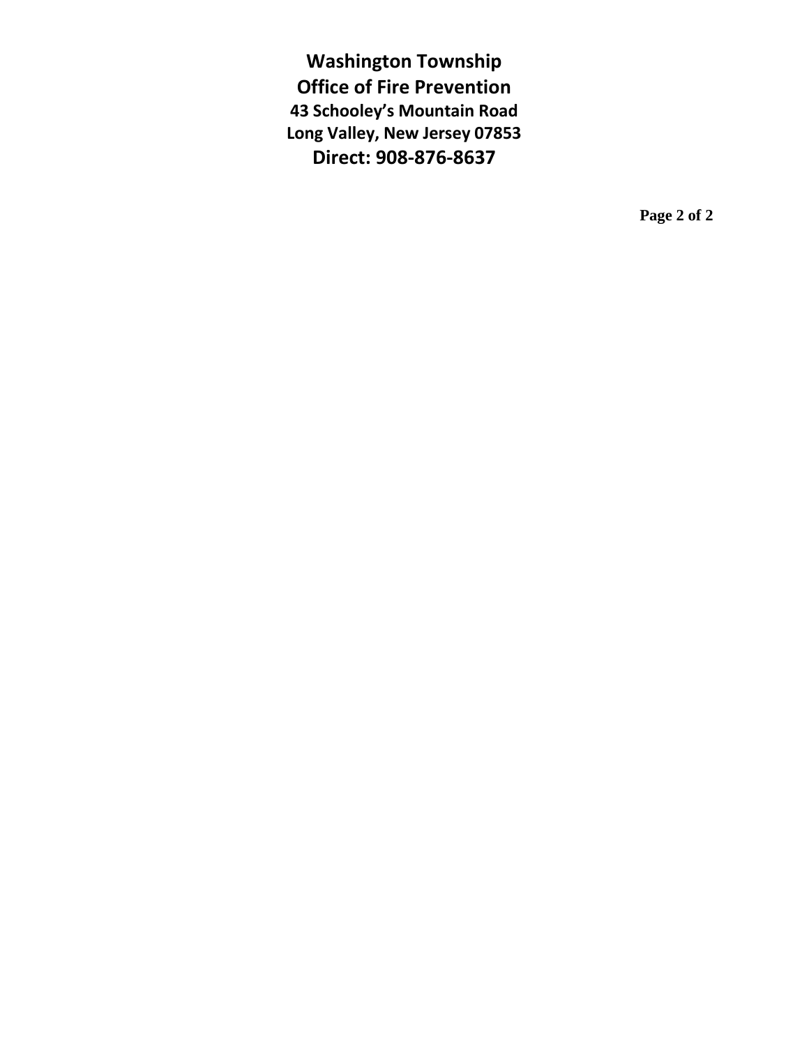**Washington Township**
**Office of Fire Prevention**
**43 Schooley's Mountain Road**
**Long Valley, New Jersey 07853**
**Direct: 908-876-8637**